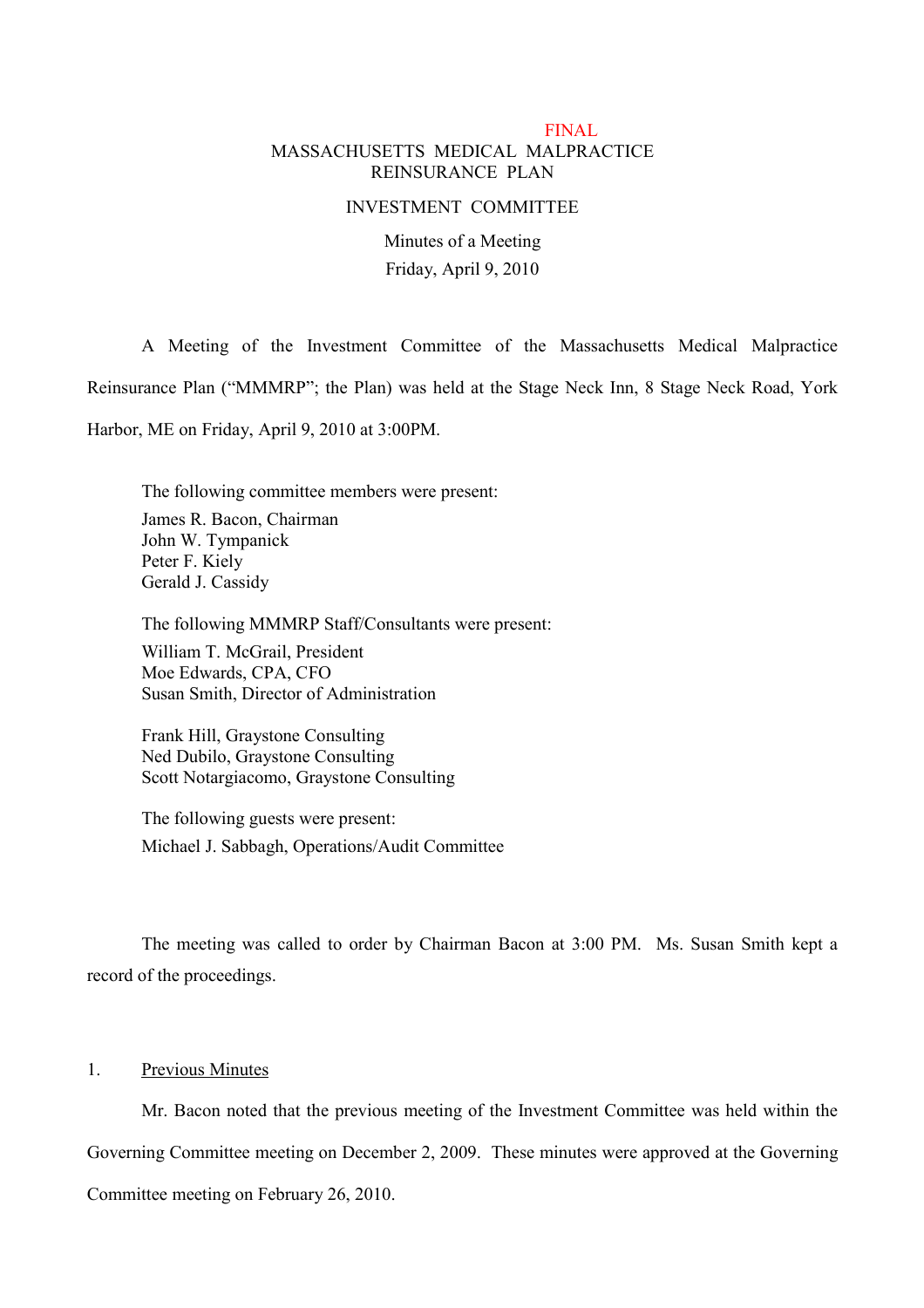FINAL

# MASSACHUSETTS MEDICAL MALPRACTICE REINSURANCE PLAN

## INVESTMENT COMMITTEE

Minutes of a Meeting

Friday, April 9, 2010

A Meeting of the Investment Committee of the Massachusetts Medical Malpractice Reinsurance Plan ("MMMRP"; the Plan) was held at the Stage Neck Inn, 8 Stage Neck Road, York Harbor, ME on Friday, April 9, 2010 at 3:00PM.

The following committee members were present:

James R. Bacon, Chairman
John W. Tympanick
Peter F. Kiely
Gerald J. Cassidy

The following MMMRP Staff/Consultants were present:

William T. McGrail, President
Moe Edwards, CPA, CFO
Susan Smith, Director of Administration

Frank Hill, Graystone Consulting
Ned Dubilo, Graystone Consulting
Scott Notargiacomo, Graystone Consulting

The following guests were present:

Michael J. Sabbagh, Operations/Audit Committee

The meeting was called to order by Chairman Bacon at 3:00 PM. Ms. Susan Smith kept a record of the proceedings.

1. Previous Minutes

Mr. Bacon noted that the previous meeting of the Investment Committee was held within the Governing Committee meeting on December 2, 2009. These minutes were approved at the Governing Committee meeting on February 26, 2010.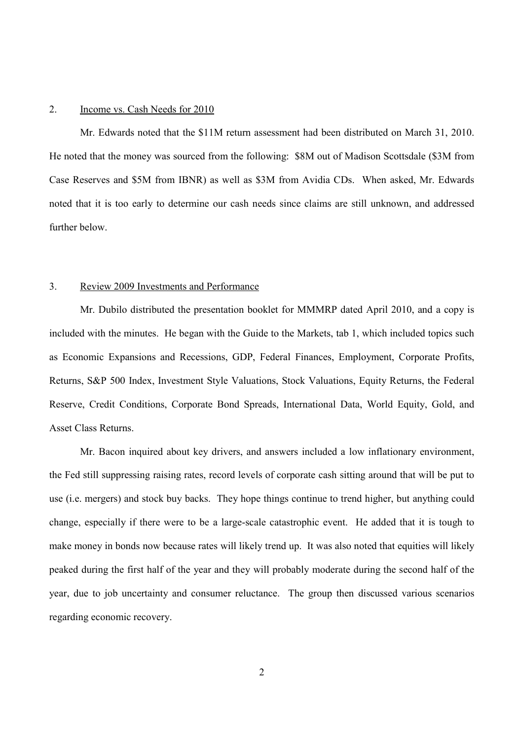2. Income vs. Cash Needs for 2010

Mr. Edwards noted that the $11M return assessment had been distributed on March 31, 2010. He noted that the money was sourced from the following: $8M out of Madison Scottsdale ($3M from Case Reserves and $5M from IBNR) as well as $3M from Avidia CDs. When asked, Mr. Edwards noted that it is too early to determine our cash needs since claims are still unknown, and addressed further below.

3. Review 2009 Investments and Performance

Mr. Dubilo distributed the presentation booklet for MMMRP dated April 2010, and a copy is included with the minutes. He began with the Guide to the Markets, tab 1, which included topics such as Economic Expansions and Recessions, GDP, Federal Finances, Employment, Corporate Profits, Returns, S&P 500 Index, Investment Style Valuations, Stock Valuations, Equity Returns, the Federal Reserve, Credit Conditions, Corporate Bond Spreads, International Data, World Equity, Gold, and Asset Class Returns.

Mr. Bacon inquired about key drivers, and answers included a low inflationary environment, the Fed still suppressing raising rates, record levels of corporate cash sitting around that will be put to use (i.e. mergers) and stock buy backs. They hope things continue to trend higher, but anything could change, especially if there were to be a large-scale catastrophic event. He added that it is tough to make money in bonds now because rates will likely trend up. It was also noted that equities will likely peaked during the first half of the year and they will probably moderate during the second half of the year, due to job uncertainty and consumer reluctance. The group then discussed various scenarios regarding economic recovery.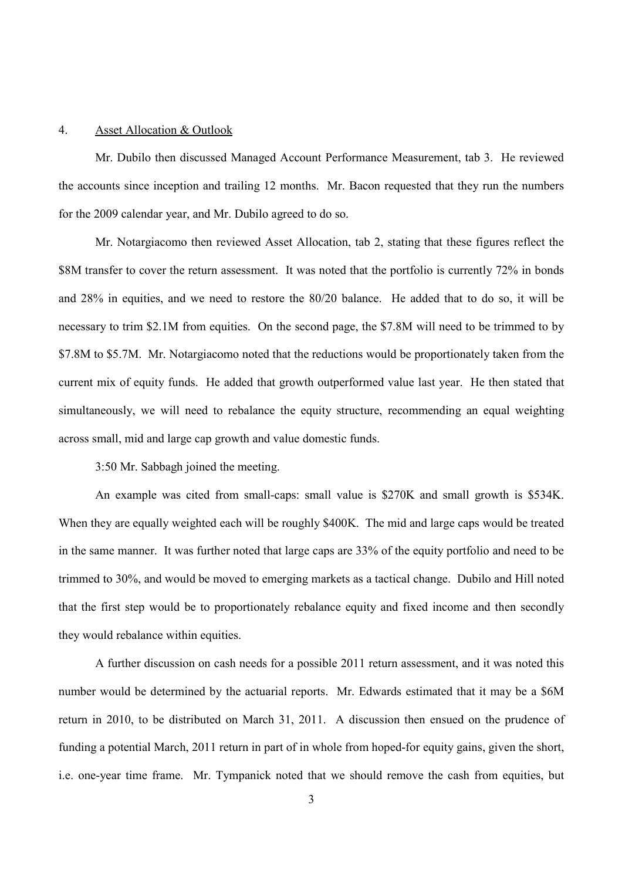4. Asset Allocation & Outlook

Mr. Dubilo then discussed Managed Account Performance Measurement, tab 3. He reviewed the accounts since inception and trailing 12 months. Mr. Bacon requested that they run the numbers for the 2009 calendar year, and Mr. Dubilo agreed to do so.

Mr. Notargiacomo then reviewed Asset Allocation, tab 2, stating that these figures reflect the \$8M transfer to cover the return assessment. It was noted that the portfolio is currently 72% in bonds and 28% in equities, and we need to restore the 80/20 balance. He added that to do so, it will be necessary to trim \$2.1M from equities. On the second page, the \$7.8M will need to be trimmed to by \$7.8M to \$5.7M. Mr. Notargiacomo noted that the reductions would be proportionately taken from the current mix of equity funds. He added that growth outperformed value last year. He then stated that simultaneously, we will need to rebalance the equity structure, recommending an equal weighting across small, mid and large cap growth and value domestic funds.

3:50 Mr. Sabbagh joined the meeting.

An example was cited from small-caps: small value is \$270K and small growth is \$534K. When they are equally weighted each will be roughly \$400K. The mid and large caps would be treated in the same manner. It was further noted that large caps are 33% of the equity portfolio and need to be trimmed to 30%, and would be moved to emerging markets as a tactical change. Dubilo and Hill noted that the first step would be to proportionately rebalance equity and fixed income and then secondly they would rebalance within equities.

A further discussion on cash needs for a possible 2011 return assessment, and it was noted this number would be determined by the actuarial reports. Mr. Edwards estimated that it may be a \$6M return in 2010, to be distributed on March 31, 2011. A discussion then ensued on the prudence of funding a potential March, 2011 return in part of in whole from hoped-for equity gains, given the short, i.e. one-year time frame. Mr. Tympanick noted that we should remove the cash from equities, but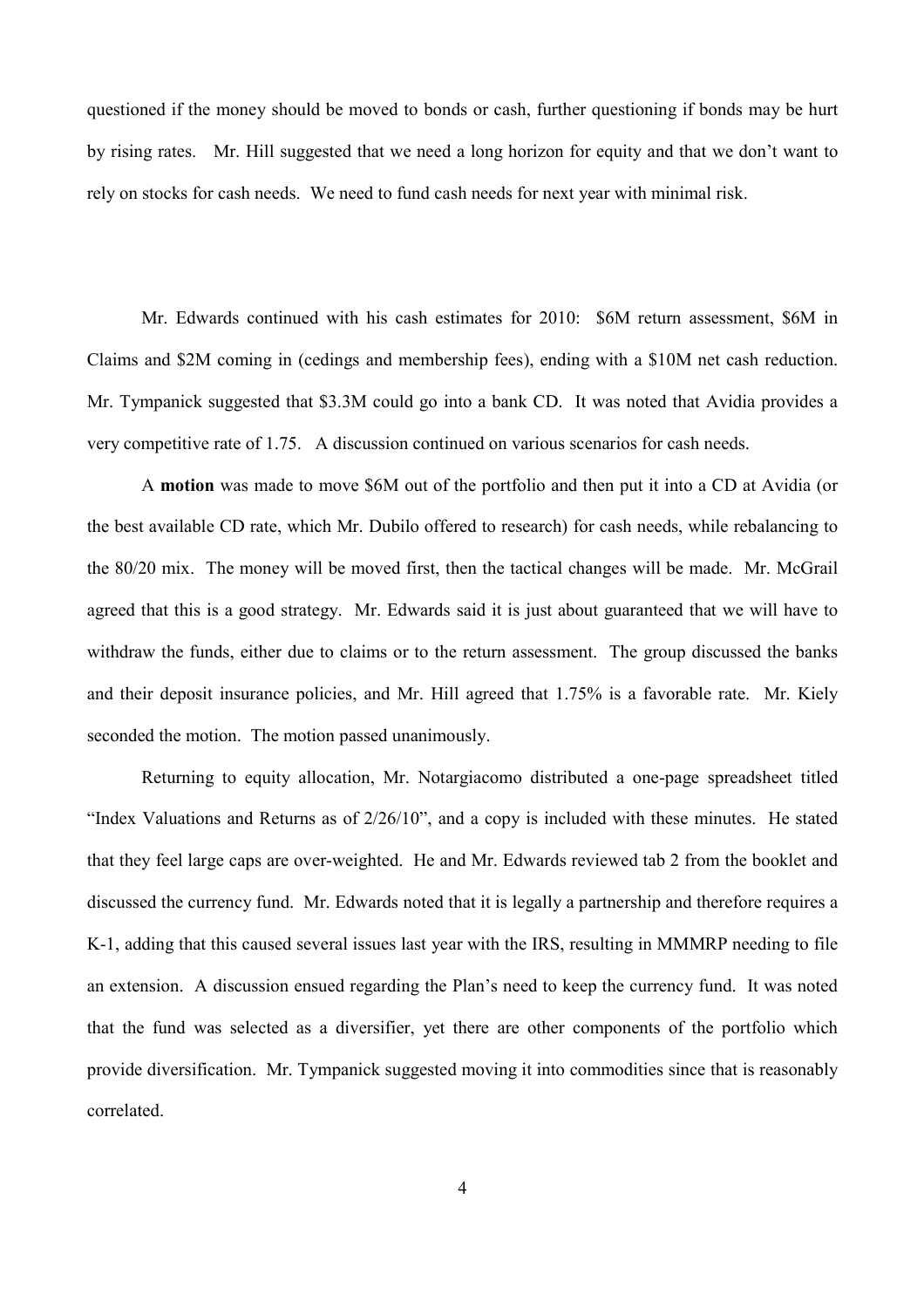questioned if the money should be moved to bonds or cash, further questioning if bonds may be hurt by rising rates. Mr. Hill suggested that we need a long horizon for equity and that we don't want to rely on stocks for cash needs. We need to fund cash needs for next year with minimal risk.

Mr. Edwards continued with his cash estimates for 2010: $6M return assessment, $6M in Claims and $2M coming in (cedings and membership fees), ending with a $10M net cash reduction. Mr. Tympanick suggested that $3.3M could go into a bank CD. It was noted that Avidia provides a very competitive rate of 1.75. A discussion continued on various scenarios for cash needs.

A **motion** was made to move $6M out of the portfolio and then put it into a CD at Avidia (or the best available CD rate, which Mr. Dubilo offered to research) for cash needs, while rebalancing to the 80/20 mix. The money will be moved first, then the tactical changes will be made. Mr. McGrail agreed that this is a good strategy. Mr. Edwards said it is just about guaranteed that we will have to withdraw the funds, either due to claims or to the return assessment. The group discussed the banks and their deposit insurance policies, and Mr. Hill agreed that 1.75% is a favorable rate. Mr. Kiely seconded the motion. The motion passed unanimously.

Returning to equity allocation, Mr. Notargiacomo distributed a one-page spreadsheet titled "Index Valuations and Returns as of 2/26/10", and a copy is included with these minutes. He stated that they feel large caps are over-weighted. He and Mr. Edwards reviewed tab 2 from the booklet and discussed the currency fund. Mr. Edwards noted that it is legally a partnership and therefore requires a K-1, adding that this caused several issues last year with the IRS, resulting in MMMRP needing to file an extension. A discussion ensued regarding the Plan's need to keep the currency fund. It was noted that the fund was selected as a diversifier, yet there are other components of the portfolio which provide diversification. Mr. Tympanick suggested moving it into commodities since that is reasonably correlated.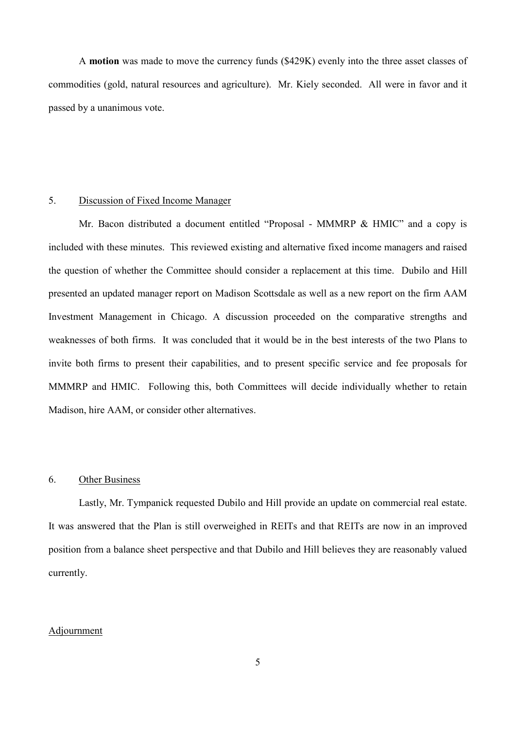A **motion** was made to move the currency funds ($429K) evenly into the three asset classes of commodities (gold, natural resources and agriculture). Mr. Kiely seconded. All were in favor and it passed by a unanimous vote.

5. Discussion of Fixed Income Manager

Mr. Bacon distributed a document entitled "Proposal - MMMRP & HMIC" and a copy is included with these minutes. This reviewed existing and alternative fixed income managers and raised the question of whether the Committee should consider a replacement at this time. Dubilo and Hill presented an updated manager report on Madison Scottsdale as well as a new report on the firm AAM Investment Management in Chicago. A discussion proceeded on the comparative strengths and weaknesses of both firms. It was concluded that it would be in the best interests of the two Plans to invite both firms to present their capabilities, and to present specific service and fee proposals for MMMRP and HMIC. Following this, both Committees will decide individually whether to retain Madison, hire AAM, or consider other alternatives.

6. Other Business

Lastly, Mr. Tympanick requested Dubilo and Hill provide an update on commercial real estate. It was answered that the Plan is still overweighed in REITs and that REITs are now in an improved position from a balance sheet perspective and that Dubilo and Hill believes they are reasonably valued currently.

Adjournment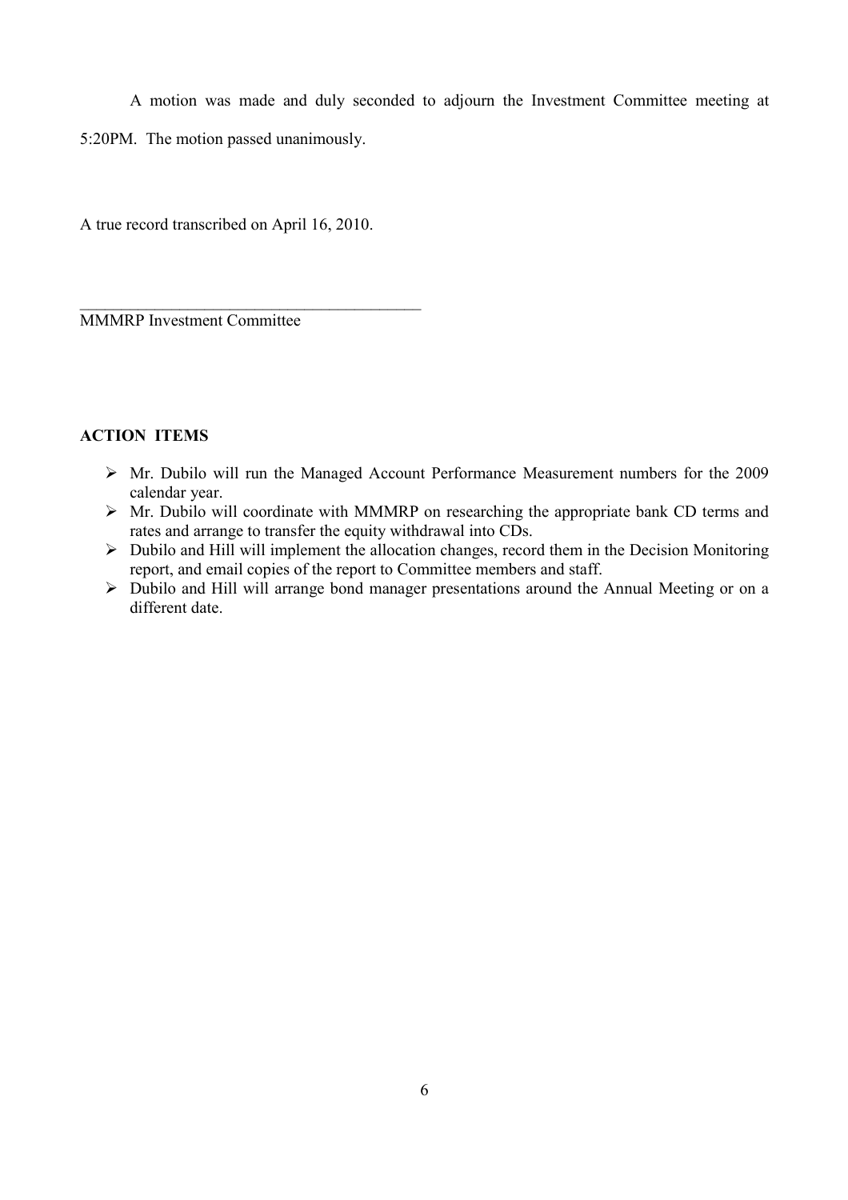A motion was made and duly seconded to adjourn the Investment Committee meeting at 5:20PM. The motion passed unanimously.

A true record transcribed on April 16, 2010.

\_\_\_\_\_\_\_\_\_\_\_\_\_\_\_\_\_\_\_\_\_\_\_\_\_\_\_\_\_\_\_\_\_\_\_\_\_\_\_\_\_

MMMRP Investment Committee

**ACTION ITEMS**

- Mr. Dubilo will run the Managed Account Performance Measurement numbers for the 2009 calendar year.
- Mr. Dubilo will coordinate with MMMRP on researching the appropriate bank CD terms and rates and arrange to transfer the equity withdrawal into CDs.
- Dubilo and Hill will implement the allocation changes, record them in the Decision Monitoring report, and email copies of the report to Committee members and staff.
- Dubilo and Hill will arrange bond manager presentations around the Annual Meeting or on a different date.